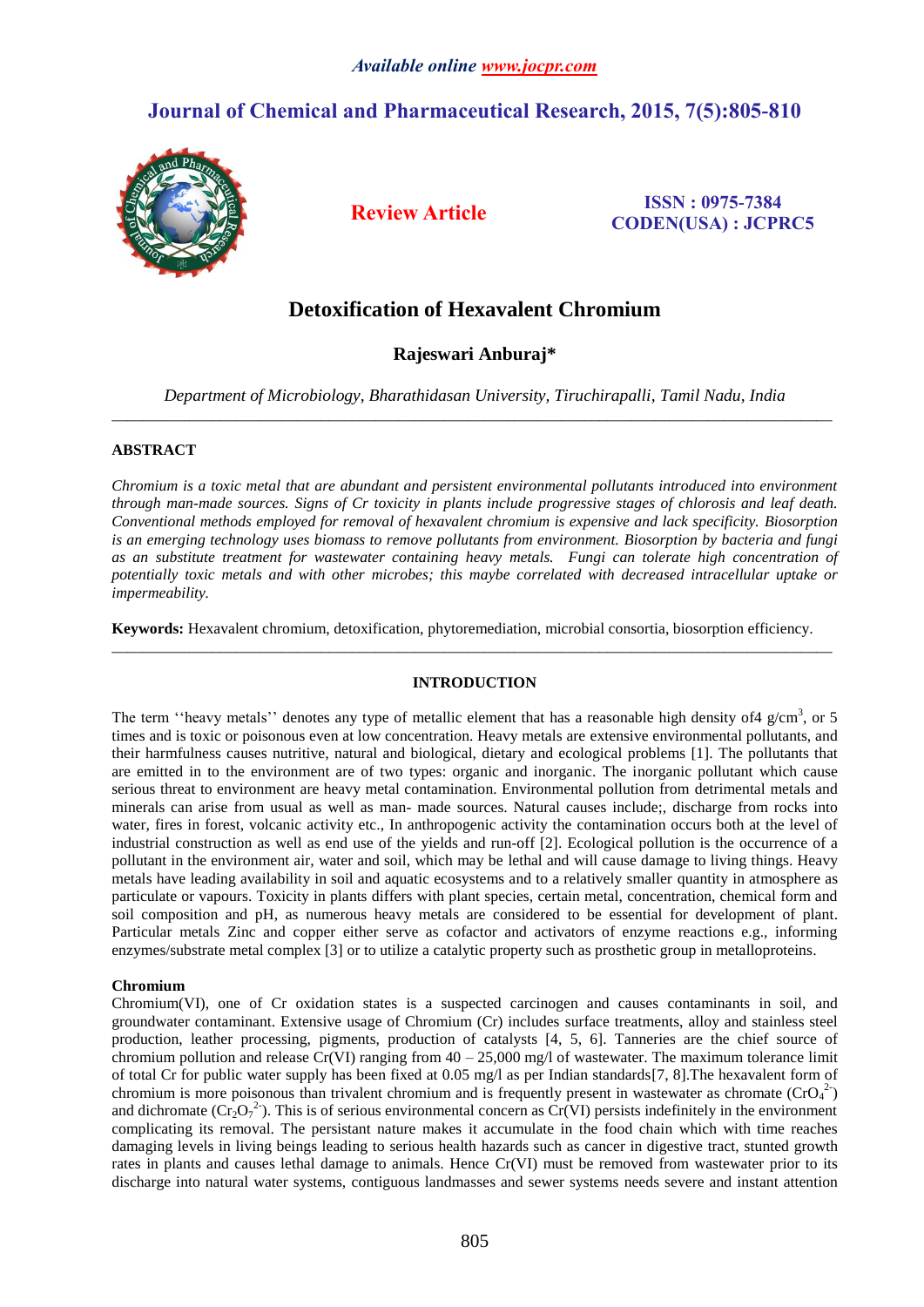*Available online www.jocpr.com*

**Journal of Chemical and Pharmaceutical Research, 2015, 7(5):805-810**

**Review Article**

**ISSN : 0975-7384**
**CODEN(USA) : JCPRC5**

# Detoxification of Hexavalent Chromium

**Rajeswari Anburaj\***

*Department of Microbiology, Bharathidasan University, Tiruchirapalli, Tamil Nadu, India*

---

## ABSTRACT

*Chromium is a toxic metal that are abundant and persistent environmental pollutants introduced into environment through man-made sources. Signs of Cr toxicity in plants include progressive stages of chlorosis and leaf death. Conventional methods employed for removal of hexavalent chromium is expensive and lack specificity. Biosorption is an emerging technology uses biomass to remove pollutants from environment. Biosorption by bacteria and fungi as an substitute treatment for wastewater containing heavy metals. Fungi can tolerate high concentration of potentially toxic metals and with other microbes; this maybe correlated with decreased intracellular uptake or impermeability.*

**Keywords:** Hexavalent chromium, detoxification, phytoremediation, microbial consortia, biosorption efficiency.

---

## INTRODUCTION

The term ''heavy metals'' denotes any type of metallic element that has a reasonable high density of4 $g/cm^3$, or 5 times and is toxic or poisonous even at low concentration. Heavy metals are extensive environmental pollutants, and their harmfulness causes nutritive, natural and biological, dietary and ecological problems [1]. The pollutants that are emitted in to the environment are of two types: organic and inorganic. The inorganic pollutant which cause serious threat to environment are heavy metal contamination. Environmental pollution from detrimental metals and minerals can arise from usual as well as man- made sources. Natural causes include;, discharge from rocks into water, fires in forest, volcanic activity etc., In anthropogenic activity the contamination occurs both at the level of industrial construction as well as end use of the yields and run-off [2]. Ecological pollution is the occurrence of a pollutant in the environment air, water and soil, which may be lethal and will cause damage to living things. Heavy metals have leading availability in soil and aquatic ecosystems and to a relatively smaller quantity in atmosphere as particulate or vapours. Toxicity in plants differs with plant species, certain metal, concentration, chemical form and soil composition and pH, as numerous heavy metals are considered to be essential for development of plant. Particular metals Zinc and copper either serve as cofactor and activators of enzyme reactions e.g., informing enzymes/substrate metal complex [3] or to utilize a catalytic property such as prosthetic group in metalloproteins.

### Chromium

Chromium(VI), one of Cr oxidation states is a suspected carcinogen and causes contaminants in soil, and groundwater contaminant. Extensive usage of Chromium (Cr) includes surface treatments, alloy and stainless steel production, leather processing, pigments, production of catalysts [4, 5, 6]. Tanneries are the chief source of chromium pollution and release Cr(VI) ranging from 40 – 25,000 mg/l of wastewater. The maximum tolerance limit of total Cr for public water supply has been fixed at 0.05 mg/l as per Indian standards[7, 8].The hexavalent form of chromium is more poisonous than trivalent chromium and is frequently present in wastewater as chromate ($CrO_4^{2-}$) and dichromate ($Cr_2O_7^{2-}$). This is of serious environmental concern as Cr(VI) persists indefinitely in the environment complicating its removal. The persistant nature makes it accumulate in the food chain which with time reaches damaging levels in living beings leading to serious health hazards such as cancer in digestive tract, stunted growth rates in plants and causes lethal damage to animals. Hence Cr(VI) must be removed from wastewater prior to its discharge into natural water systems, contiguous landmasses and sewer systems needs severe and instant attention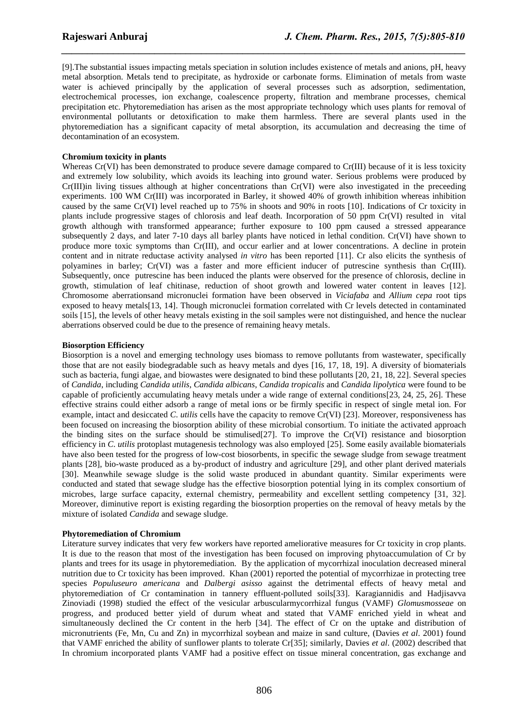[9].The substantial issues impacting metals speciation in solution includes existence of metals and anions, pH, heavy metal absorption. Metals tend to precipitate, as hydroxide or carbonate forms. Elimination of metals from waste water is achieved principally by the application of several processes such as adsorption, sedimentation, electrochemical processes, ion exchange, coalescence property, filtration and membrane processes, chemical precipitation etc. Phytoremediation has arisen as the most appropriate technology which uses plants for removal of environmental pollutants or detoxification to make them harmless. There are several plants used in the phytoremediation has a significant capacity of metal absorption, its accumulation and decreasing the time of decontamination of an ecosystem.

**Chromium toxicity in plants**

Whereas Cr(VI) has been demonstrated to produce severe damage compared to Cr(III) because of it is less toxicity and extremely low solubility, which avoids its leaching into ground water. Serious problems were produced by Cr(III)in living tissues although at higher concentrations than Cr(VI) were also investigated in the preceeding experiments. 100 WM Cr(III) was incorporated in Barley, it showed 40% of growth inhibition whereas inhibition caused by the same Cr(VI) level reached up to 75% in shoots and 90% in roots [10]. Indications of Cr toxicity in plants include progressive stages of chlorosis and leaf death. Incorporation of 50 ppm Cr(VI) resulted in vital growth although with transformed appearance; further exposure to 100 ppm caused a stressed appearance subsequently 2 days, and later 7-10 days all barley plants have noticed in lethal condition. Cr(VI) have shown to produce more toxic symptoms than Cr(III), and occur earlier and at lower concentrations. A decline in protein content and in nitrate reductase activity analysed *in vitro* has been reported [11]. Cr also elicits the synthesis of polyamines in barley; Cr(VI) was a faster and more efficient inducer of putrescine synthesis than Cr(III). Subsequently, once putrescine has been induced the plants were observed for the presence of chlorosis, decline in growth, stimulation of leaf chitinase, reduction of shoot growth and lowered water content in leaves [12]. Chromosome aberrationsand micronuclei formation have been observed in *Viciafaba* and *Allium cepa* root tips exposed to heavy metals[13, 14]. Though micronuclei formation correlated with Cr levels detected in contaminated soils [15], the levels of other heavy metals existing in the soil samples were not distinguished, and hence the nuclear aberrations observed could be due to the presence of remaining heavy metals.

**Biosorption Efficiency**

Biosorption is a novel and emerging technology uses biomass to remove pollutants from wastewater, specifically those that are not easily biodegradable such as heavy metals and dyes [16, 17, 18, 19]. A diversity of biomaterials such as bacteria, fungi algae, and biowastes were designated to bind these pollutants [20, 21, 18, 22]. Several species of *Candida*, including *Candida utilis*, *Candida albicans*, *Candida tropicalis* and *Candida lipolytica* were found to be capable of proficiently accumulating heavy metals under a wide range of external conditions[23, 24, 25, 26]. These effective strains could either adsorb a range of metal ions or be firmly specific in respect of single metal ion. For example, intact and desiccated *C. utilis* cells have the capacity to remove Cr(VI) [23]. Moreover, responsiveness has been focused on increasing the biosorption ability of these microbial consortium. To initiate the activated approach the binding sites on the surface should be stimulised[27]. To improve the Cr(VI) resistance and biosorption efficiency in *C. utilis* protoplast mutagenesis technology was also employed [25]. Some easily available biomaterials have also been tested for the progress of low-cost biosorbents, in specific the sewage sludge from sewage treatment plants [28], bio-waste produced as a by-product of industry and agriculture [29], and other plant derived materials [30]. Meanwhile sewage sludge is the solid waste produced in abundant quantity. Similar experiments were conducted and stated that sewage sludge has the effective biosorption potential lying in its complex consortium of microbes, large surface capacity, external chemistry, permeability and excellent settling competency [31, 32]. Moreover, diminutive report is existing regarding the biosorption properties on the removal of heavy metals by the mixture of isolated *Candida* and sewage sludge.

**Phytoremediation of Chromium**

Literature survey indicates that very few workers have reported ameliorative measures for Cr toxicity in crop plants. It is due to the reason that most of the investigation has been focused on improving phytoaccumulation of Cr by plants and trees for its usage in phytoremediation. By the application of mycorrhizal inoculation decreased mineral nutrition due to Cr toxicity has been improved. Khan (2001) reported the potential of mycorrhizae in protecting tree species *Populuseuro americana* and *Dalbergi asisso* against the detrimental effects of heavy metal and phytoremediation of Cr contamination in tannery effluent-polluted soils[33]. Karagiannidis and Hadjisavva Zinoviadi (1998) studied the effect of the vesicular arbuscularmycorrhizal fungus (VAMF) *Glomusmosseae* on progress, and produced better yield of durum wheat and stated that VAMF enriched yield in wheat and simultaneously declined the Cr content in the herb [34]. The effect of Cr on the uptake and distribution of micronutrients (Fe, Mn, Cu and Zn) in mycorrhizal soybean and maize in sand culture, (Davies *et al*. 2001) found that VAMF enriched the ability of sunflower plants to tolerate Cr[35]; similarly, Davies *et al*. (2002) described that In chromium incorporated plants VAMF had a positive effect on tissue mineral concentration, gas exchange and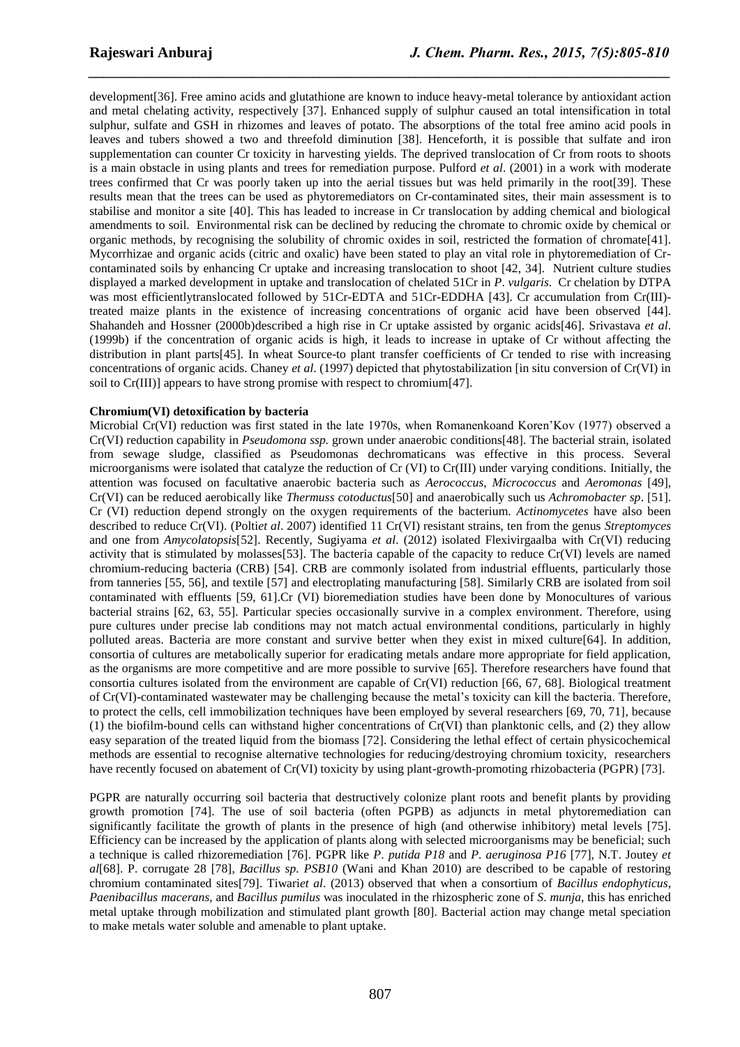development[36]. Free amino acids and glutathione are known to induce heavy-metal tolerance by antioxidant action and metal chelating activity, respectively [37]. Enhanced supply of sulphur caused an total intensification in total sulphur, sulfate and GSH in rhizomes and leaves of potato. The absorptions of the total free amino acid pools in leaves and tubers showed a two and threefold diminution [38]. Henceforth, it is possible that sulfate and iron supplementation can counter Cr toxicity in harvesting yields. The deprived translocation of Cr from roots to shoots is a main obstacle in using plants and trees for remediation purpose. Pulford *et al*. (2001) in a work with moderate trees confirmed that Cr was poorly taken up into the aerial tissues but was held primarily in the root[39]. These results mean that the trees can be used as phytoremediators on Cr-contaminated sites, their main assessment is to stabilise and monitor a site [40]. This has leaded to increase in Cr translocation by adding chemical and biological amendments to soil. Environmental risk can be declined by reducing the chromate to chromic oxide by chemical or organic methods, by recognising the solubility of chromic oxides in soil, restricted the formation of chromate[41]. Mycorrhizae and organic acids (citric and oxalic) have been stated to play an vital role in phytoremediation of Cr-contaminated soils by enhancing Cr uptake and increasing translocation to shoot [42, 34]. Nutrient culture studies displayed a marked development in uptake and translocation of chelated 51Cr in *P*. *vulgaris*. Cr chelation by DTPA was most efficientlytranslocated followed by 51Cr-EDTA and 51Cr-EDDHA [43]. Cr accumulation from Cr(III)-treated maize plants in the existence of increasing concentrations of organic acid have been observed [44]. Shahandeh and Hossner (2000b)described a high rise in Cr uptake assisted by organic acids[46]. Srivastava *et al*. (1999b) if the concentration of organic acids is high, it leads to increase in uptake of Cr without affecting the distribution in plant parts[45]. In wheat Source-to plant transfer coefficients of Cr tended to rise with increasing concentrations of organic acids. Chaney *et al*. (1997) depicted that phytostabilization [in situ conversion of Cr(VI) in soil to Cr(III)] appears to have strong promise with respect to chromium[47].

**Chromium(VI) detoxification by bacteria**

Microbial Cr(VI) reduction was first stated in the late 1970s, when Romanenkoand Koren'Kov (1977) observed a Cr(VI) reduction capability in *Pseudomona ssp.* grown under anaerobic conditions[48]. The bacterial strain, isolated from sewage sludge, classified as Pseudomonas dechromaticans was effective in this process. Several microorganisms were isolated that catalyze the reduction of Cr (VI) to Cr(III) under varying conditions. Initially, the attention was focused on facultative anaerobic bacteria such as *Aerococcus*, *Micrococcus* and *Aeromonas* [49], Cr(VI) can be reduced aerobically like *Thermuss cotoductus*[50] and anaerobically such us *Achromobacter sp*. [51]. Cr (VI) reduction depend strongly on the oxygen requirements of the bacterium. *Actinomycetes* have also been described to reduce Cr(VI). (Polti*et al*. 2007) identified 11 Cr(VI) resistant strains, ten from the genus *Streptomyces* and one from *Amycolatopsis*[52]. Recently, Sugiyama *et al*. (2012) isolated Flexivirgaalba with Cr(VI) reducing activity that is stimulated by molasses[53]. The bacteria capable of the capacity to reduce Cr(VI) levels are named chromium-reducing bacteria (CRB) [54]. CRB are commonly isolated from industrial effluents, particularly those from tanneries [55, 56], and textile [57] and electroplating manufacturing [58]. Similarly CRB are isolated from soil contaminated with effluents [59, 61].Cr (VI) bioremediation studies have been done by Monocultures of various bacterial strains [62, 63, 55]. Particular species occasionally survive in a complex environment. Therefore, using pure cultures under precise lab conditions may not match actual environmental conditions, particularly in highly polluted areas. Bacteria are more constant and survive better when they exist in mixed culture[64]. In addition, consortia of cultures are metabolically superior for eradicating metals andare more appropriate for field application, as the organisms are more competitive and are more possible to survive [65]. Therefore researchers have found that consortia cultures isolated from the environment are capable of Cr(VI) reduction [66, 67, 68]. Biological treatment of Cr(VI)-contaminated wastewater may be challenging because the metal's toxicity can kill the bacteria. Therefore, to protect the cells, cell immobilization techniques have been employed by several researchers [69, 70, 71], because (1) the biofilm-bound cells can withstand higher concentrations of Cr(VI) than planktonic cells, and (2) they allow easy separation of the treated liquid from the biomass [72]. Considering the lethal effect of certain physicochemical methods are essential to recognise alternative technologies for reducing/destroying chromium toxicity, researchers have recently focused on abatement of Cr(VI) toxicity by using plant-growth-promoting rhizobacteria (PGPR) [73].

PGPR are naturally occurring soil bacteria that destructively colonize plant roots and benefit plants by providing growth promotion [74]. The use of soil bacteria (often PGPB) as adjuncts in metal phytoremediation can significantly facilitate the growth of plants in the presence of high (and otherwise inhibitory) metal levels [75]. Efficiency can be increased by the application of plants along with selected microorganisms may be beneficial; such a technique is called rhizoremediation [76]. PGPR like *P*. *putida P18* and *P*. *aeruginosa P16* [77], N.T. Joutey *et al*[68]. P. corrugate 28 [78], *Bacillus sp. PSB10* (Wani and Khan 2010) are described to be capable of restoring chromium contaminated sites[79]. Tiwari*et al*. (2013) observed that when a consortium of *Bacillus endophyticus*, *Paenibacillus macerans*, and *Bacillus pumilus* was inoculated in the rhizospheric zone of *S*. *munja*, this has enriched metal uptake through mobilization and stimulated plant growth [80]. Bacterial action may change metal speciation to make metals water soluble and amenable to plant uptake.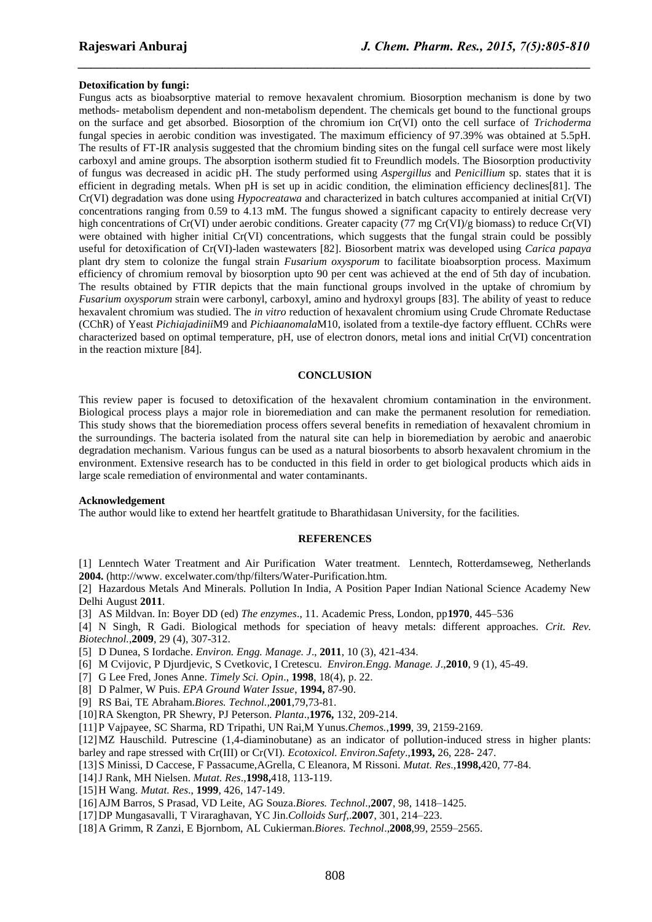**Detoxification by fungi:**

Fungus acts as bioabsorptive material to remove hexavalent chromium. Biosorption mechanism is done by two methods- metabolism dependent and non-metabolism dependent. The chemicals get bound to the functional groups on the surface and get absorbed. Biosorption of the chromium ion Cr(VI) onto the cell surface of *Trichoderma* fungal species in aerobic condition was investigated. The maximum efficiency of 97.39% was obtained at 5.5pH. The results of FT-IR analysis suggested that the chromium binding sites on the fungal cell surface were most likely carboxyl and amine groups. The absorption isotherm studied fit to Freundlich models. The Biosorption productivity of fungus was decreased in acidic pH. The study performed using *Aspergillus* and *Penicillium* sp. states that it is efficient in degrading metals. When pH is set up in acidic condition, the elimination efficiency declines[81]. The Cr(VI) degradation was done using *Hypocreatawa* and characterized in batch cultures accompanied at initial Cr(VI) concentrations ranging from 0.59 to 4.13 mM. The fungus showed a significant capacity to entirely decrease very high concentrations of Cr(VI) under aerobic conditions. Greater capacity (77 mg Cr(VI)/g biomass) to reduce Cr(VI) were obtained with higher initial Cr(VI) concentrations, which suggests that the fungal strain could be possibly useful for detoxification of Cr(VI)-laden wastewaters [82]. Biosorbent matrix was developed using *Carica papaya* plant dry stem to colonize the fungal strain *Fusarium oxysporum* to facilitate bioabsorption process. Maximum efficiency of chromium removal by biosorption upto 90 per cent was achieved at the end of 5th day of incubation. The results obtained by FTIR depicts that the main functional groups involved in the uptake of chromium by *Fusarium oxysporum* strain were carbonyl, carboxyl, amino and hydroxyl groups [83]. The ability of yeast to reduce hexavalent chromium was studied. The *in vitro* reduction of hexavalent chromium using Crude Chromate Reductase (CChR) of Yeast *Pichiajadinii*M9 and *Pichiaanomala*M10, isolated from a textile-dye factory effluent. CChRs were characterized based on optimal temperature, pH, use of electron donors, metal ions and initial Cr(VI) concentration in the reaction mixture [84].

## CONCLUSION

This review paper is focused to detoxification of the hexavalent chromium contamination in the environment. Biological process plays a major role in bioremediation and can make the permanent resolution for remediation. This study shows that the bioremediation process offers several benefits in remediation of hexavalent chromium in the surroundings. The bacteria isolated from the natural site can help in bioremediation by aerobic and anaerobic degradation mechanism. Various fungus can be used as a natural biosorbents to absorb hexavalent chromium in the environment. Extensive research has to be conducted in this field in order to get biological products which aids in large scale remediation of environmental and water contaminants.

**Acknowledgement**

The author would like to extend her heartfelt gratitude to Bharathidasan University, for the facilities.

## REFERENCES

[1] Lenntech Water Treatment and Air Purification Water treatment. Lenntech, Rotterdamseweg, Netherlands **2004.** (http://www. excelwater.com/thp/filters/Water-Purification.htm.

[2] Hazardous Metals And Minerals. Pollution In India, A Position Paper Indian National Science Academy New Delhi August **2011**.

[3] AS Mildvan. In: Boyer DD (ed) *The enzymes*., 11. Academic Press, London, pp**1970**, 445–536

[4] N Singh, R Gadi. Biological methods for speciation of heavy metals: different approaches. *Crit. Rev. Biotechnol.*,**2009**, 29 (4), 307-312.

[5] D Dunea, S Iordache. *Environ. Engg. Manage. J*., **2011**, 10 (3), 421-434.

[6] M Cvijovic, P Djurdjevic, S Cvetkovic, I Cretescu. *Environ.Engg. Manage. J*.,**2010**, 9 (1), 45-49.

[7] G Lee Fred, Jones Anne. *Timely Sci. Opin*., **1998**, 18(4), p. 22.

[8] D Palmer, W Puis. *EPA Ground Water Issue*, **1994,** 87-90.

[9] RS Bai, TE Abraham.*Biores. Technol.*,**2001**,79,73-81.

[10] RA Skengton, PR Shewry, PJ Peterson. *Planta*.,**1976,** 132, 209-214.

[11] P Vajpayee, SC Sharma, RD Tripathi, UN Rai,M Yunus.*Chemos.*,**1999**, 39, 2159-2169.

[12] MZ Hauschild. Putrescine (1,4-diaminobutane) as an indicator of pollution-induced stress in higher plants: barley and rape stressed with Cr(III) or Cr(VI). *Ecotoxicol. Environ.Safety*.,**1993,** 26, 228- 247.

[13] S Minissi, D Caccese, F Passacume,AGrella, C Eleanora, M Rissoni. *Mutat. Res*.,**1998,**420, 77-84.

[14] J Rank, MH Nielsen. *Mutat. Res*.,**1998,**418, 113-119.

[15] H Wang. *Mutat. Res*., **1999**, 426, 147-149.

[16] AJM Barros, S Prasad, VD Leite, AG Souza.*Biores. Technol*.,**2007**, 98, 1418–1425.

[17] DP Mungasavalli, T Viraraghavan, YC Jin.*Colloids Surf*,.**2007**, 301, 214–223.

[18] A Grimm, R Zanzi, E Bjornbom, AL Cukierman.*Biores. Technol*.,**2008**,99, 2559–2565.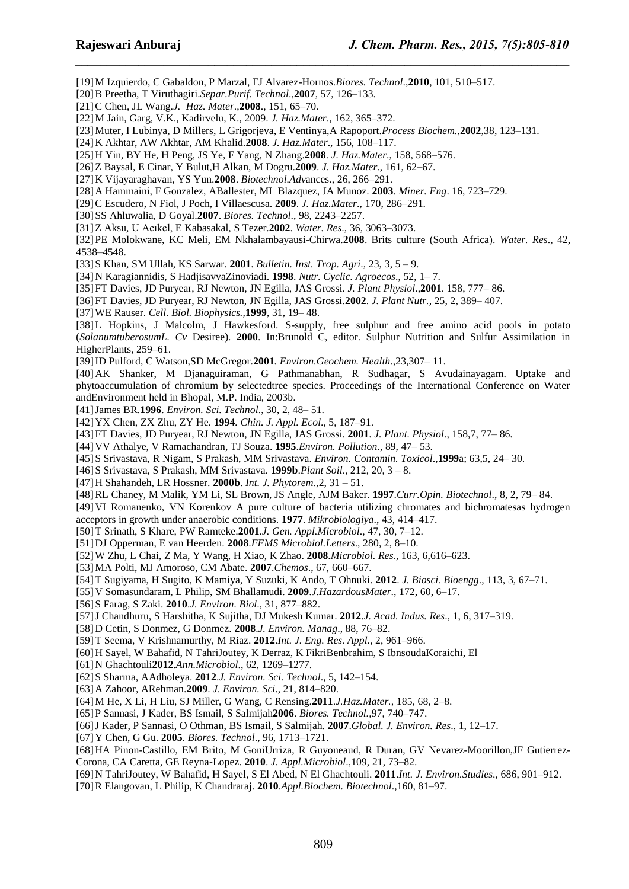[19] M Izquierdo, C Gabaldon, P Marzal, FJ Alvarez-Hornos.*Biores. Technol*.,**2010**, 101, 510–517.

[20] B Preetha, T Viruthagiri.*Separ.Purif. Technol*.,**2007**, 57, 126–133.

[21] C Chen, JL Wang.*J. Haz. Mater*.,**2008**., 151, 65–70.

[22] M Jain, Garg, V.K., Kadirvelu, K., 2009. *J. Haz.Mater*., 162, 365–372.

[23] Muter, I Lubinya, D Millers, L Grigorjeva, E Ventinya,A Rapoport.*Process Biochem.*,**2002**,38, 123–131.

[24] K Akhtar, AW Akhtar, AM Khalid.**2008**. *J. Haz.Mater*., 156, 108–117.

[25] H Yin, BY He, H Peng, JS Ye, F Yang, N Zhang.**2008**. *J. Haz.Mater*., 158, 568–576.

[26] Z Baysal, E Cinar, Y Bulut,H Alkan, M Dogru.**2009**. *J. Haz.Mater*., 161, 62–67.

[27] K Vijayaraghavan, YS Yun.**2008**. *Biotechnol.Adv*ances., 26, 266–291.

[28] A Hammaini, F Gonzalez, ABallester, ML Blazquez, JA Munoz. **2003**. *Miner. Eng*. 16, 723–729.

[29] C Escudero, N Fiol, J Poch, I Villaescusa. **2009**. *J. Haz.Mater*., 170, 286–291.

[30] SS Ahluwalia, D Goyal.**2007**. *Biores. Technol*., 98, 2243–2257.

[31] Z Aksu, U Acıkel, E Kabasakal, S Tezer.**2002**. *Water. Res*., 36, 3063–3073.

[32] PE Molokwane, KC Meli, EM Nkhalambayausi-Chirwa.**2008**. Brits culture (South Africa). *Water. Res*., 42, 4538–4548.

[33] S Khan, SM Ullah, KS Sarwar. **2001**. *Bulletin. Inst. Trop. Agri*., 23, 3, 5 – 9.

[34] N Karagiannidis, S HadjisavvaZinoviadi. **1998**. *Nutr. Cyclic. Agroecos*., 52, 1– 7.

[35] FT Davies, JD Puryear, RJ Newton, JN Egilla, JAS Grossi. *J. Plant Physiol*.,**2001**. 158, 777– 86.

[36] FT Davies, JD Puryear, RJ Newton, JN Egilla, JAS Grossi.**2002**. *J. Plant Nutr.*, 25, 2, 389– 407.

[37] WE Rauser. *Cell. Biol. Biophysics.*,**1999**, 31, 19– 48.

[38] L Hopkins, J Malcolm, J Hawkesford. S-supply, free sulphur and free amino acid pools in potato (*SolanumtuberosumL. Cv* Desiree). **2000**. In:Brunold C, editor. Sulphur Nutrition and Sulfur Assimilation in HigherPlants, 259–61.

[39] ID Pulford, C Watson,SD McGregor.**2001**. *Environ.Geochem. Health*.,23,307– 11.

[40] AK Shanker, M Djanaguiraman, G Pathmanabhan, R Sudhagar, S Avudainayagam. Uptake and phytoaccumulation of chromium by selectedtree species. Proceedings of the International Conference on Water andEnvironment held in Bhopal, M.P. India, 2003b.

[41] James BR.**1996**. *Environ. Sci. Technol*., 30, 2, 48– 51.

[42] YX Chen, ZX Zhu, ZY He. **1994**. *Chin. J. Appl. Ecol.*, 5, 187–91.

[43] FT Davies, JD Puryear, RJ Newton, JN Egilla, JAS Grossi. **2001**. *J. Plant. Physiol*., 158,7, 77– 86.

[44] VV Athalye, V Ramachandran, TJ Souza. **1995**.*Environ. Pollution*., 89, 47– 53.

[45] S Srivastava, R Nigam, S Prakash, MM Srivastava. *Environ. Contamin. Toxicol*.,**1999**a; 63,5, 24– 30.

[46] S Srivastava, S Prakash, MM Srivastava. **1999b**.*Plant Soil*., 212, 20, 3 – 8.

[47] H Shahandeh, LR Hossner. **2000b**. *Int. J. Phytorem*.,2, 31 – 51.

[48] RL Chaney, M Malik, YM Li, SL Brown, JS Angle, AJM Baker. **1997**.*Curr.Opin. Biotechnol*., 8, 2, 79– 84.

[49] VI Romanenko, VN Korenkov A pure culture of bacteria utilizing chromates and bichromatesas hydrogen acceptors in growth under anaerobic conditions. **1977**. *Mikrobiologiya*., 43, 414–417.

[50] T Srinath, S Khare, PW Ramteke.**2001**.*J. Gen. Appl.Microbiol*., 47, 30, 7–12.

[51] DJ Opperman, E van Heerden. **2008**.*FEMS Microbiol.Letters*., 280, 2, 8–10.

[52] W Zhu, L Chai, Z Ma, Y Wang, H Xiao, K Zhao. **2008**.*Microbiol. Res*., 163, 6,616–623.

[53] MA Polti, MJ Amoroso, CM Abate. **2007**.*Chemos*., 67, 660–667.

[54] T Sugiyama, H Sugito, K Mamiya, Y Suzuki, K Ando, T Ohnuki. **2012**. *J. Biosci. Bioengg*., 113, 3, 67–71.

[55] V Somasundaram, L Philip, SM Bhallamudi. **2009**.*J.HazardousMater*., 172, 60, 6–17.

[56] S Farag, S Zaki. **2010**.*J. Environ. Biol*., 31, 877–882.

[57] J Chandhuru, S Harshitha, K Sujitha, DJ Mukesh Kumar. **2012**.*J. Acad. Indus. Res*., 1, 6, 317–319.

[58] D Cetin, S Donmez, G Donmez. **2008**.*J. Environ. Manag*., 88, 76–82.

[59] T Seema, V Krishnamurthy, M Riaz. **2012**.*Int. J. Eng. Res. Appl.*, 2, 961–966.

[60] H Sayel, W Bahafid, N TahriJoutey, K Derraz, K FikriBenbrahim, S IbnsoudaKoraichi, El

[61] N Ghachtouli**2012**.*Ann.Microbiol*., 62, 1269–1277.

[62] S Sharma, AAdholeya. **2012**.*J. Environ. Sci. Technol*., 5, 142–154.

[63] A Zahoor, ARehman.**2009**. *J. Environ. Sci*., 21, 814–820.

[64] M He, X Li, H Liu, SJ Miller, G Wang, C Rensing.**2011**.*J.Haz.Mater.*, 185, 68, 2–8.

[65] P Sannasi, J Kader, BS Ismail, S Salmijah**2006**. *Biores. Technol.*,97, 740–747.

[66] J Kader, P Sannasi, O Othman, BS Ismail, S Salmijah. **2007**.*Global. J. Environ. Res*., 1, 12–17.

[67] Y Chen, G Gu. **2005**. *Biores. Technol*., 96, 1713–1721.

[68] HA Pinon-Castillo, EM Brito, M GoniUrriza, R Guyoneaud, R Duran, GV Nevarez-Moorillon,JF Gutierrez-Corona, CA Caretta, GE Reyna-Lopez. **2010**. *J. Appl.Microbiol*.,109, 21, 73–82.

[69] N TahriJoutey, W Bahafid, H Sayel, S El Abed, N El Ghachtouli. **2011**.*Int. J. Environ.Studies*., 686, 901–912.

[70] R Elangovan, L Philip, K Chandraraj. **2010**.*Appl.Biochem. Biotechnol*.,160, 81–97.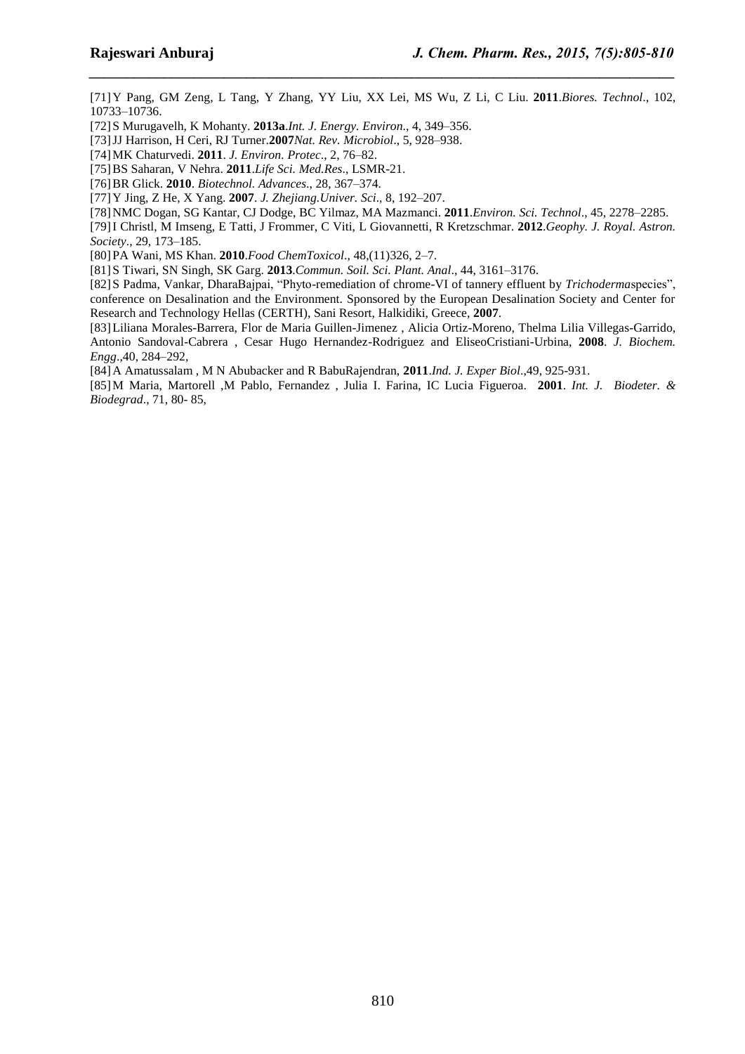[71] Y Pang, GM Zeng, L Tang, Y Zhang, YY Liu, XX Lei, MS Wu, Z Li, C Liu. **2011**.*Biores. Technol*., 102, 10733–10736.

[72] S Murugavelh, K Mohanty. **2013a**.*Int. J. Energy. Environ*., 4, 349–356.

[73] JJ Harrison, H Ceri, RJ Turner.**2007***Nat. Rev. Microbiol*., 5, 928–938.

[74] MK Chaturvedi. **2011**. *J. Environ. Protec*., 2, 76–82.

[75] BS Saharan, V Nehra. **2011**.*Life Sci. Med.Res*., LSMR-21.

[76] BR Glick. **2010**. *Biotechnol. Advances*., 28, 367–374.

[77] Y Jing, Z He, X Yang. **2007**. *J. Zhejiang.Univer. Sci*., 8, 192–207.

[78] NMC Dogan, SG Kantar, CJ Dodge, BC Yilmaz, MA Mazmanci. **2011**.*Environ. Sci. Technol*., 45, 2278–2285.

[79] I Christl, M Imseng, E Tatti, J Frommer, C Viti, L Giovannetti, R Kretzschmar. **2012**.*Geophy. J. Royal. Astron. Society*., 29, 173–185.

[80] PA Wani, MS Khan. **2010**.*Food ChemToxicol*., 48,(11)326, 2–7.

[81] S Tiwari, SN Singh, SK Garg. **2013**.*Commun. Soil. Sci. Plant. Anal*., 44, 3161–3176.

[82] S Padma, Vankar, DharaBajpai, "Phyto-remediation of chrome-VI of tannery effluent by *Trichoderma*species", conference on Desalination and the Environment. Sponsored by the European Desalination Society and Center for Research and Technology Hellas (CERTH), Sani Resort, Halkidiki, Greece, **2007**.

[83] Liliana Morales-Barrera, Flor de Maria Guillen-Jimenez , Alicia Ortiz-Moreno, Thelma Lilia Villegas-Garrido, Antonio Sandoval-Cabrera , Cesar Hugo Hernandez-Rodriguez and EliseoCristiani-Urbina, **2008**. *J. Biochem. Engg*.,40, 284–292,

[84] A Amatussalam , M N Abubacker and R BabuRajendran, **2011**.*Ind. J. Exper Biol*.,49, 925-931.

[85] M Maria, Martorell ,M Pablo, Fernandez , Julia I. Farina, IC Lucia Figueroa. **2001**. *Int. J. Biodeter. & Biodegrad*., 71, 80- 85,